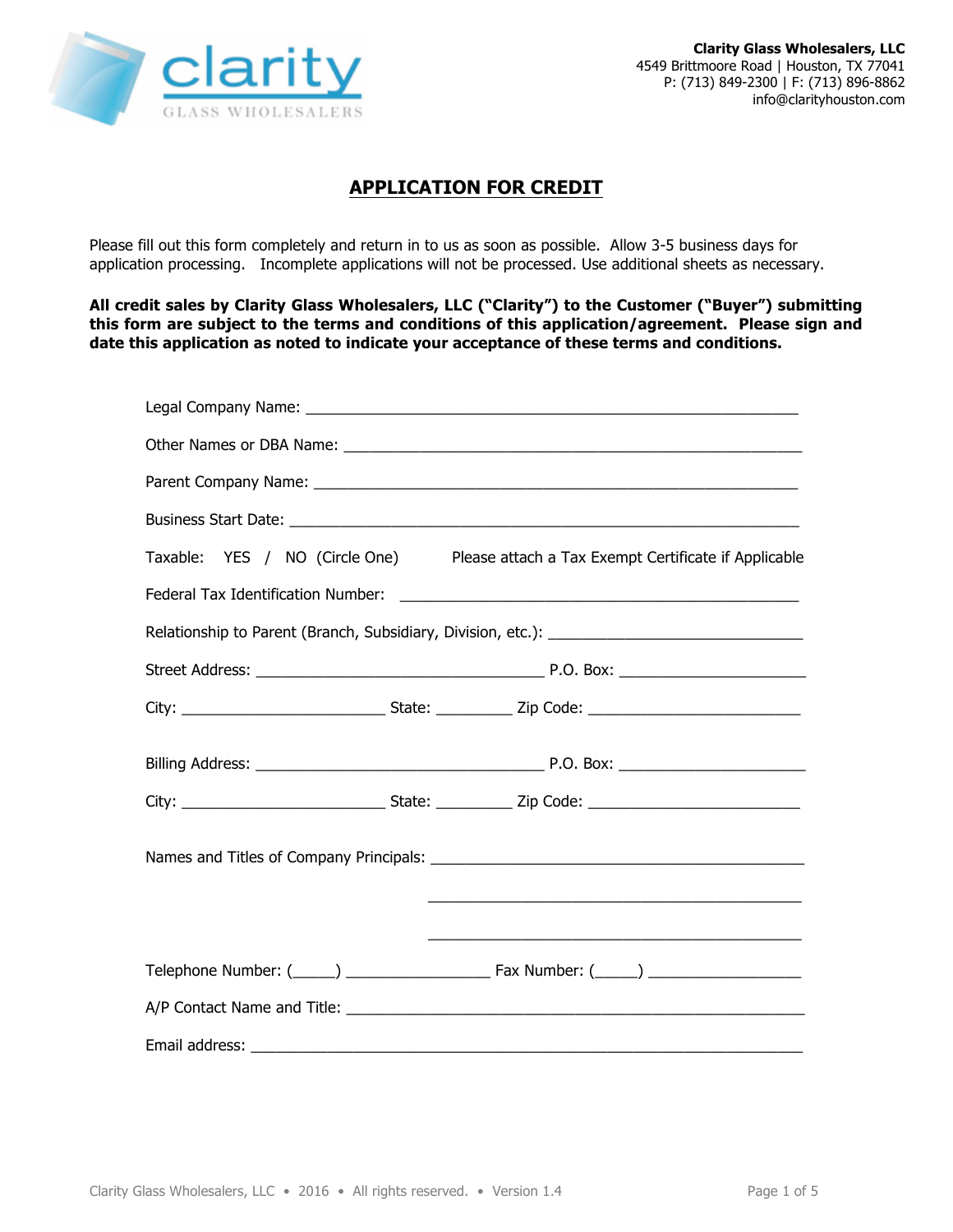**Clarity Glass Wholesalers, LLC**
4549 Brittmoore Road | Houston, TX 77041
P: (713) 849-2300 | F: (713) 896-8862
info@clarityhouston.com

# APPLICATION FOR CREDIT

Please fill out this form completely and return in to us as soon as possible. Allow 3-5 business days for application processing. Incomplete applications will not be processed. Use additional sheets as necessary.

**All credit sales by Clarity Glass Wholesalers, LLC ("Clarity") to the Customer ("Buyer") submitting this form are subject to the terms and conditions of this application/agreement. Please sign and date this application as noted to indicate your acceptance of these terms and conditions.**

Legal Company Name: ____________________________________________________________

Other Names or DBA Name: ________________________________________________________

Parent Company Name: ____________________________________________________________

Business Start Date: ______________________________________________________________

Taxable: YES / NO (Circle One) Please attach a Tax Exempt Certificate if Applicable

Federal Tax Identification Number: ________________________________________________

Relationship to Parent (Branch, Subsidiary, Division, etc.): ______________________________

Street Address: ___________________________________ P.O. Box: ______________________

City: ________________________ State: _________ Zip Code: _________________________

Billing Address: ___________________________________ P.O. Box: ______________________

City: ________________________ State: _________ Zip Code: _________________________

Names and Titles of Company Principals: ____________________________________________

____________________________________________

____________________________________________

Telephone Number: (_____) _________________ Fax Number: (_____) __________________

A/P Contact Name and Title: _______________________________________________________

Email address: __________________________________________________________________

Clarity Glass Wholesalers, LLC • 2016 • All rights reserved. • Version 1.4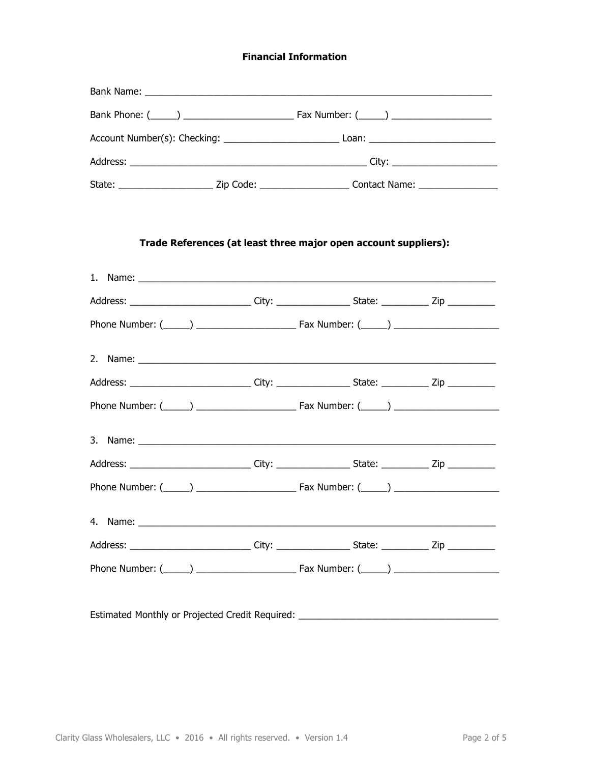## Financial Information

Bank Name: ______________________________________________________________________

Bank Phone: (_____) ______________________ Fax Number: (_____) ____________________

Account Number(s): Checking: _______________________ Loan: _________________________

Address: ________________________________________________ City: _____________________

State: ___________________ Zip Code: _________________ Contact Name: ________________

## Trade References (at least three major open account suppliers):

1. Name: _________________________________________________________________________

Address: ________________________ City: _______________ State: __________ Zip __________

Phone Number: (_____) ____________________ Fax Number: (_____) _____________________

2. Name: _________________________________________________________________________

Address: ________________________ City: _______________ State: __________ Zip __________

Phone Number: (_____) ____________________ Fax Number: (_____) _____________________

3. Name: _________________________________________________________________________

Address: ________________________ City: _______________ State: __________ Zip __________

Phone Number: (_____) ____________________ Fax Number: (_____) _____________________

4. Name: _________________________________________________________________________

Address: ________________________ City: _______________ State: __________ Zip __________

Phone Number: (_____) ____________________ Fax Number: (_____) _____________________

Estimated Monthly or Projected Credit Required: ________________________________________

Clarity Glass Wholesalers, LLC • 2016 • All rights reserved. • Version 1.4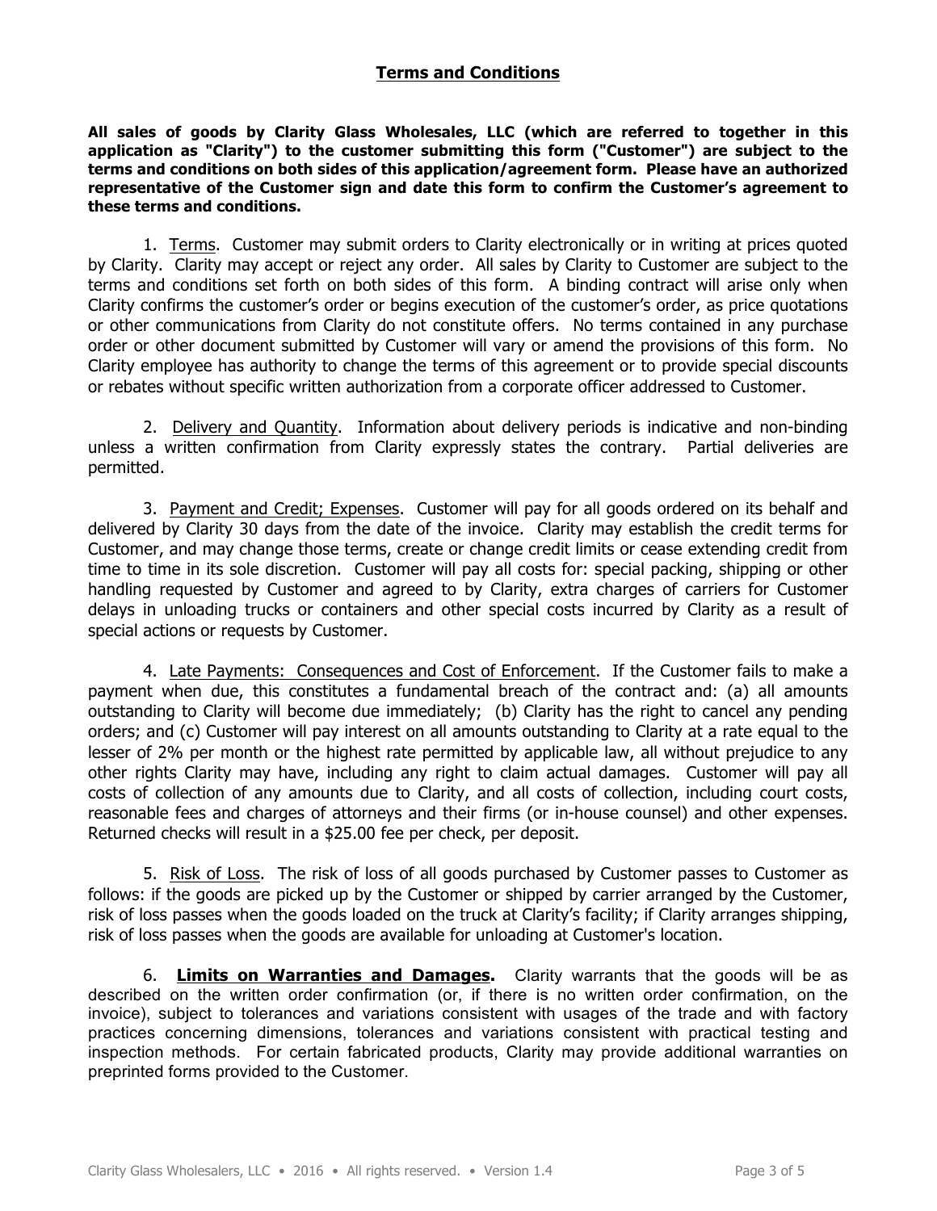## Terms and Conditions

**All sales of goods by Clarity Glass Wholesales, LLC (which are referred to together in this application as "Clarity") to the customer submitting this form ("Customer") are subject to the terms and conditions on both sides of this application/agreement form. Please have an authorized representative of the Customer sign and date this form to confirm the Customer's agreement to these terms and conditions.**

1. Terms. Customer may submit orders to Clarity electronically or in writing at prices quoted by Clarity. Clarity may accept or reject any order. All sales by Clarity to Customer are subject to the terms and conditions set forth on both sides of this form. A binding contract will arise only when Clarity confirms the customer's order or begins execution of the customer's order, as price quotations or other communications from Clarity do not constitute offers. No terms contained in any purchase order or other document submitted by Customer will vary or amend the provisions of this form. No Clarity employee has authority to change the terms of this agreement or to provide special discounts or rebates without specific written authorization from a corporate officer addressed to Customer.

2. Delivery and Quantity. Information about delivery periods is indicative and non-binding unless a written confirmation from Clarity expressly states the contrary. Partial deliveries are permitted.

3. Payment and Credit; Expenses. Customer will pay for all goods ordered on its behalf and delivered by Clarity 30 days from the date of the invoice. Clarity may establish the credit terms for Customer, and may change those terms, create or change credit limits or cease extending credit from time to time in its sole discretion. Customer will pay all costs for: special packing, shipping or other handling requested by Customer and agreed to by Clarity, extra charges of carriers for Customer delays in unloading trucks or containers and other special costs incurred by Clarity as a result of special actions or requests by Customer.

4. Late Payments: Consequences and Cost of Enforcement. If the Customer fails to make a payment when due, this constitutes a fundamental breach of the contract and: (a) all amounts outstanding to Clarity will become due immediately; (b) Clarity has the right to cancel any pending orders; and (c) Customer will pay interest on all amounts outstanding to Clarity at a rate equal to the lesser of 2% per month or the highest rate permitted by applicable law, all without prejudice to any other rights Clarity may have, including any right to claim actual damages. Customer will pay all costs of collection of any amounts due to Clarity, and all costs of collection, including court costs, reasonable fees and charges of attorneys and their firms (or in-house counsel) and other expenses. Returned checks will result in a $25.00 fee per check, per deposit.

5. Risk of Loss. The risk of loss of all goods purchased by Customer passes to Customer as follows: if the goods are picked up by the Customer or shipped by carrier arranged by the Customer, risk of loss passes when the goods loaded on the truck at Clarity's facility; if Clarity arranges shipping, risk of loss passes when the goods are available for unloading at Customer's location.

6. **Limits on Warranties and Damages.** Clarity warrants that the goods will be as described on the written order confirmation (or, if there is no written order confirmation, on the invoice), subject to tolerances and variations consistent with usages of the trade and with factory practices concerning dimensions, tolerances and variations consistent with practical testing and inspection methods. For certain fabricated products, Clarity may provide additional warranties on preprinted forms provided to the Customer.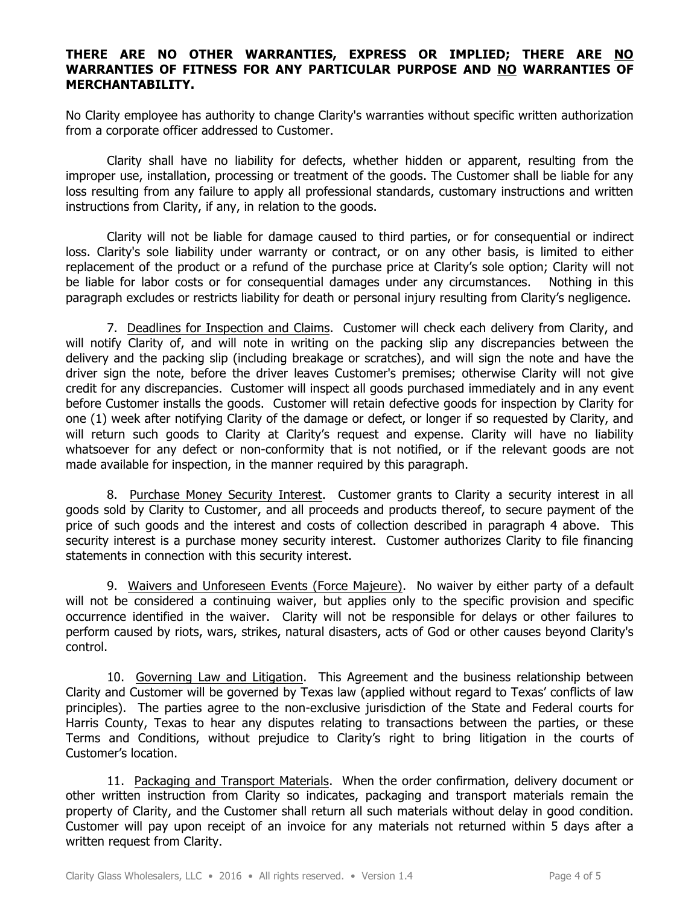**THERE ARE NO OTHER WARRANTIES, EXPRESS OR IMPLIED; THERE ARE <u>NO</u> WARRANTIES OF FITNESS FOR ANY PARTICULAR PURPOSE AND <u>NO</u> WARRANTIES OF MERCHANTABILITY.**

No Clarity employee has authority to change Clarity's warranties without specific written authorization from a corporate officer addressed to Customer.

Clarity shall have no liability for defects, whether hidden or apparent, resulting from the improper use, installation, processing or treatment of the goods. The Customer shall be liable for any loss resulting from any failure to apply all professional standards, customary instructions and written instructions from Clarity, if any, in relation to the goods.

Clarity will not be liable for damage caused to third parties, or for consequential or indirect loss. Clarity's sole liability under warranty or contract, or on any other basis, is limited to either replacement of the product or a refund of the purchase price at Clarity's sole option; Clarity will not be liable for labor costs or for consequential damages under any circumstances. Nothing in this paragraph excludes or restricts liability for death or personal injury resulting from Clarity's negligence.

7. <u>Deadlines for Inspection and Claims</u>. Customer will check each delivery from Clarity, and will notify Clarity of, and will note in writing on the packing slip any discrepancies between the delivery and the packing slip (including breakage or scratches), and will sign the note and have the driver sign the note, before the driver leaves Customer's premises; otherwise Clarity will not give credit for any discrepancies. Customer will inspect all goods purchased immediately and in any event before Customer installs the goods. Customer will retain defective goods for inspection by Clarity for one (1) week after notifying Clarity of the damage or defect, or longer if so requested by Clarity, and will return such goods to Clarity at Clarity's request and expense. Clarity will have no liability whatsoever for any defect or non-conformity that is not notified, or if the relevant goods are not made available for inspection, in the manner required by this paragraph.

8. <u>Purchase Money Security Interest</u>. Customer grants to Clarity a security interest in all goods sold by Clarity to Customer, and all proceeds and products thereof, to secure payment of the price of such goods and the interest and costs of collection described in paragraph 4 above. This security interest is a purchase money security interest. Customer authorizes Clarity to file financing statements in connection with this security interest.

9. <u>Waivers and Unforeseen Events (Force Majeure)</u>. No waiver by either party of a default will not be considered a continuing waiver, but applies only to the specific provision and specific occurrence identified in the waiver. Clarity will not be responsible for delays or other failures to perform caused by riots, wars, strikes, natural disasters, acts of God or other causes beyond Clarity's control.

10. <u>Governing Law and Litigation</u>. This Agreement and the business relationship between Clarity and Customer will be governed by Texas law (applied without regard to Texas' conflicts of law principles). The parties agree to the non-exclusive jurisdiction of the State and Federal courts for Harris County, Texas to hear any disputes relating to transactions between the parties, or these Terms and Conditions, without prejudice to Clarity's right to bring litigation in the courts of Customer's location.

11. <u>Packaging and Transport Materials</u>. When the order confirmation, delivery document or other written instruction from Clarity so indicates, packaging and transport materials remain the property of Clarity, and the Customer shall return all such materials without delay in good condition. Customer will pay upon receipt of an invoice for any materials not returned within 5 days after a written request from Clarity.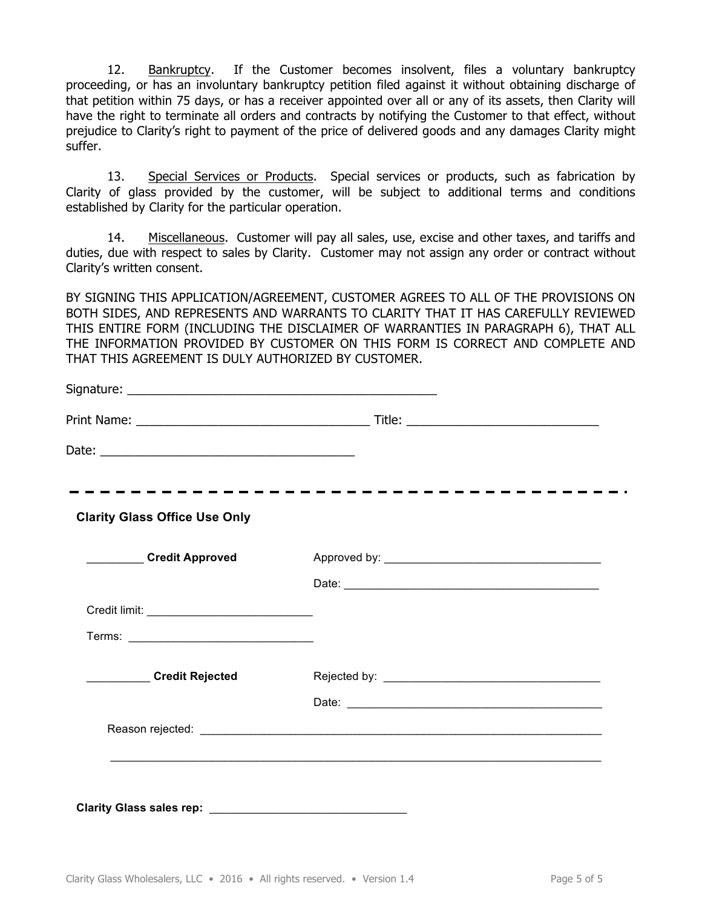12. <u>Bankruptcy</u>. If the Customer becomes insolvent, files a voluntary bankruptcy proceeding, or has an involuntary bankruptcy petition filed against it without obtaining discharge of that petition within 75 days, or has a receiver appointed over all or any of its assets, then Clarity will have the right to terminate all orders and contracts by notifying the Customer to that effect, without prejudice to Clarity's right to payment of the price of delivered goods and any damages Clarity might suffer.

13. <u>Special Services or Products</u>. Special services or products, such as fabrication by Clarity of glass provided by the customer, will be subject to additional terms and conditions established by Clarity for the particular operation.

14. <u>Miscellaneous</u>. Customer will pay all sales, use, excise and other taxes, and tariffs and duties, due with respect to sales by Clarity. Customer may not assign any order or contract without Clarity's written consent.

BY SIGNING THIS APPLICATION/AGREEMENT, CUSTOMER AGREES TO ALL OF THE PROVISIONS ON BOTH SIDES, AND REPRESENTS AND WARRANTS TO CLARITY THAT IT HAS CAREFULLY REVIEWED THIS ENTIRE FORM (INCLUDING THE DISCLAIMER OF WARRANTIES IN PARAGRAPH 6), THAT ALL THE INFORMATION PROVIDED BY CUSTOMER ON THIS FORM IS CORRECT AND COMPLETE AND THAT THIS AGREEMENT IS DULY AUTHORIZED BY CUSTOMER.

Signature: ______________________________________________

Print Name: __________________________________ Title: ____________________________

Date: ______________________________________

---

**Clarity Glass Office Use Only**

_________ **Credit Approved** Approved by: __________________________________

Date: ________________________________________

Credit limit: __________________________

Terms: _____________________________

__________ **Credit Rejected** Rejected by: __________________________________

Date: ________________________________________

Reason rejected: _________________________________________________________________

__________________________________________________________________________

**Clarity Glass sales rep:** ______________________________